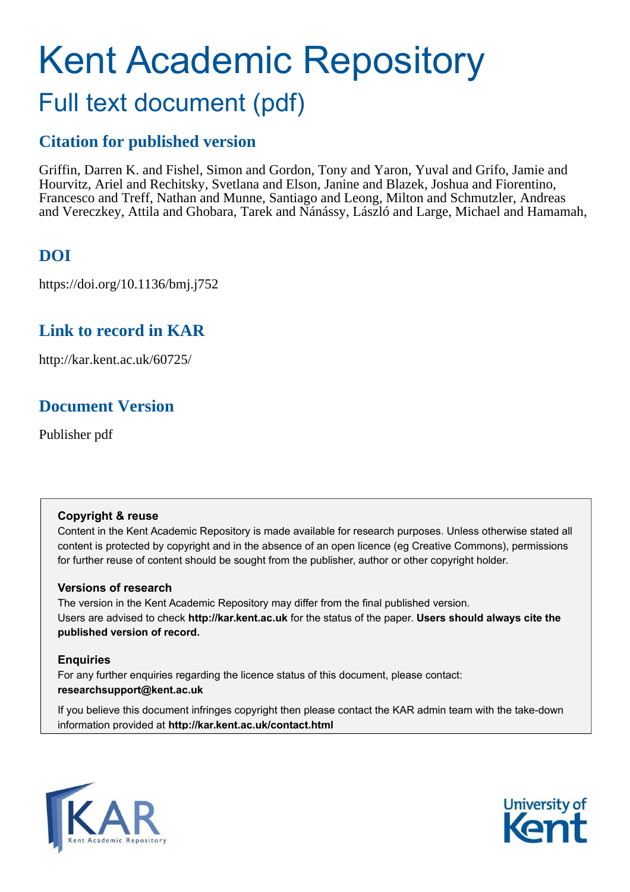# Kent Academic Repository

## Full text document (pdf)

## Citation for published version

Griffin, Darren K. and Fishel, Simon and Gordon, Tony and Yaron, Yuval and Grifo, Jamie and Hourvitz, Ariel and Rechitsky, Svetlana and Elson, Janine and Blazek, Joshua and Fiorentino, Francesco and Treff, Nathan and Munne, Santiago and Leong, Milton and Schmutzler, Andreas and Vereczkey, Attila and Ghobara, Tarek and Nánássy, László and Large, Michael and Hamamah,

## DOI

https://doi.org/10.1136/bmj.j752

## Link to record in KAR

http://kar.kent.ac.uk/60725/

## Document Version

Publisher pdf

**Copyright & reuse**

Content in the Kent Academic Repository is made available for research purposes. Unless otherwise stated all content is protected by copyright and in the absence of an open licence (eg Creative Commons), permissions for further reuse of content should be sought from the publisher, author or other copyright holder.

**Versions of research**

The version in the Kent Academic Repository may differ from the final published version.
Users are advised to check **http://kar.kent.ac.uk** for the status of the paper. **Users should always cite the published version of record.**

**Enquiries**

For any further enquiries regarding the licence status of this document, please contact:
**researchsupport@kent.ac.uk**

If you believe this document infringes copyright then please contact the KAR admin team with the take-down information provided at **http://kar.kent.ac.uk/contact.html**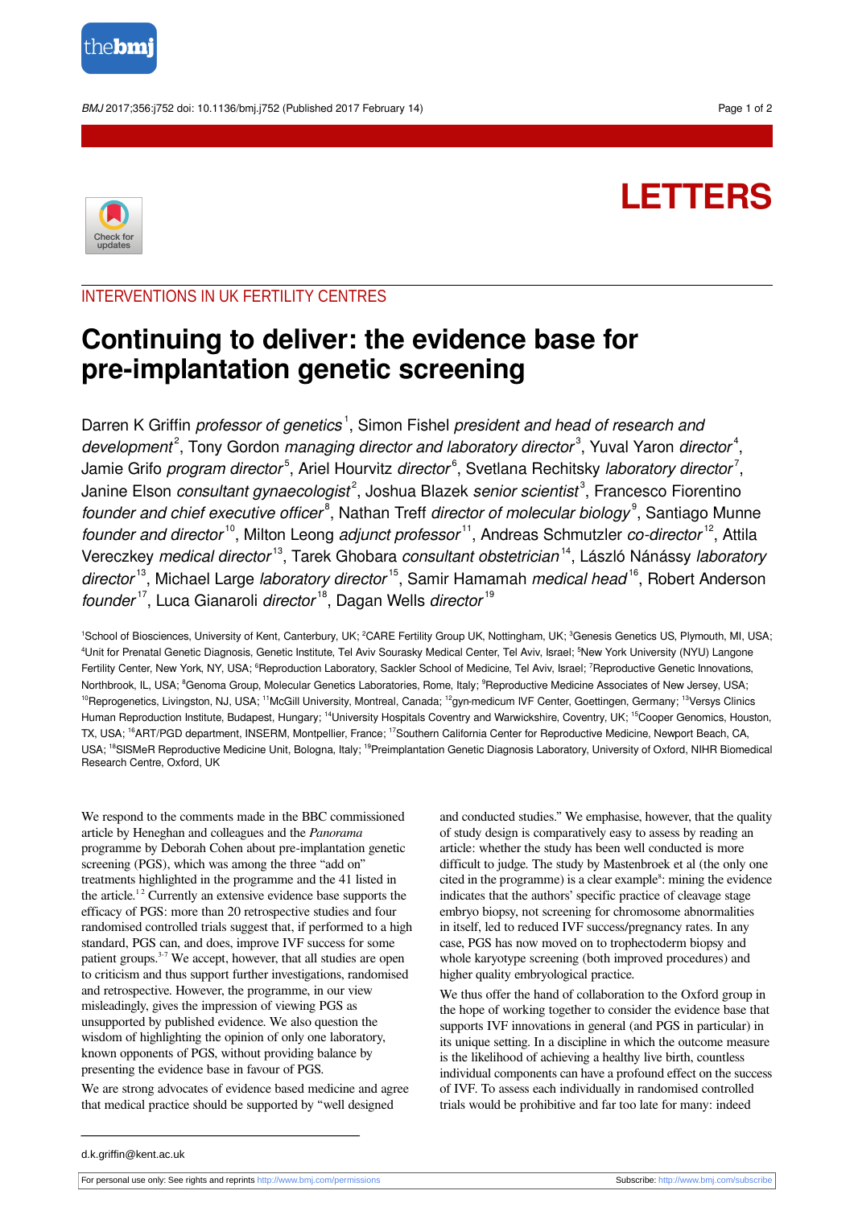LETTERS

INTERVENTIONS IN UK FERTILITY CENTRES

# Continuing to deliver: the evidence base for pre-implantation genetic screening

Darren K Griffin *professor of genetics*[1], Simon Fishel *president and head of research and development*[2], Tony Gordon *managing director and laboratory director*[3], Yuval Yaron *director*[4], Jamie Grifo *program director*[5], Ariel Hourvitz *director*[6], Svetlana Rechitsky *laboratory director*[7], Janine Elson *consultant gynaecologist*[2], Joshua Blazek *senior scientist*[3], Francesco Fiorentino *founder and chief executive officer*[8], Nathan Treff *director of molecular biology*[9], Santiago Munne *founder and director*[10], Milton Leong *adjunct professor*[11], Andreas Schmutzler *co-director*[12], Attila Vereczkey *medical director*[13], Tarek Ghobara *consultant obstetrician*[14], László Nánássy *laboratory director*[13], Michael Large *laboratory director*[15], Samir Hamamah *medical head*[16], Robert Anderson *founder*[17], Luca Gianaroli *director*[18], Dagan Wells *director*[19]

[1]School of Biosciences, University of Kent, Canterbury, UK; [2]CARE Fertility Group UK, Nottingham, UK; [3]Genesis Genetics US, Plymouth, MI, USA; [4]Unit for Prenatal Genetic Diagnosis, Genetic Institute, Tel Aviv Sourasky Medical Center, Tel Aviv, Israel; [5]New York University (NYU) Langone Fertility Center, New York, NY, USA; [6]Reproduction Laboratory, Sackler School of Medicine, Tel Aviv, Israel; [7]Reproductive Genetic Innovations, Northbrook, IL, USA; [8]Genoma Group, Molecular Genetics Laboratories, Rome, Italy; [9]Reproductive Medicine Associates of New Jersey, USA; [10]Reprogenetics, Livingston, NJ, USA; [11]McGill University, Montreal, Canada; [12]gyn-medicum IVF Center, Goettingen, Germany; [13]Versys Clinics Human Reproduction Institute, Budapest, Hungary; [14]University Hospitals Coventry and Warwickshire, Coventry, UK; [15]Cooper Genomics, Houston, TX, USA; [16]ART/PGD department, INSERM, Montpellier, France; [17]Southern California Center for Reproductive Medicine, Newport Beach, CA, USA; [18]SISMeR Reproductive Medicine Unit, Bologna, Italy; [19]Preimplantation Genetic Diagnosis Laboratory, University of Oxford, NIHR Biomedical Research Centre, Oxford, UK

We respond to the comments made in the BBC commissioned article by Heneghan and colleagues and the *Panorama* programme by Deborah Cohen about pre-implantation genetic screening (PGS), which was among the three "add on" treatments highlighted in the programme and the 41 listed in the article.[1,2] Currently an extensive evidence base supports the efficacy of PGS: more than 20 retrospective studies and four randomised controlled trials suggest that, if performed to a high standard, PGS can, and does, improve IVF success for some patient groups.[3-7] We accept, however, that all studies are open to criticism and thus support further investigations, randomised and retrospective. However, the programme, in our view misleadingly, gives the impression of viewing PGS as unsupported by published evidence. We also question the wisdom of highlighting the opinion of only one laboratory, known opponents of PGS, without providing balance by presenting the evidence base in favour of PGS.

We are strong advocates of evidence based medicine and agree that medical practice should be supported by "well designed and conducted studies." We emphasise, however, that the quality of study design is comparatively easy to assess by reading an article: whether the study has been well conducted is more difficult to judge. The study by Mastenbroek et al (the only one cited in the programme) is a clear example[8]: mining the evidence indicates that the authors' specific practice of cleavage stage embryo biopsy, not screening for chromosome abnormalities in itself, led to reduced IVF success/pregnancy rates. In any case, PGS has now moved on to trophectoderm biopsy and whole karyotype screening (both improved procedures) and higher quality embryological practice.

We thus offer the hand of collaboration to the Oxford group in the hope of working together to consider the evidence base that supports IVF innovations in general (and PGS in particular) in its unique setting. In a discipline in which the outcome measure is the likelihood of achieving a healthy live birth, countless individual components can have a profound effect on the success of IVF. To assess each individually in randomised controlled trials would be prohibitive and far too late for many: indeed

d.k.griffin@kent.ac.uk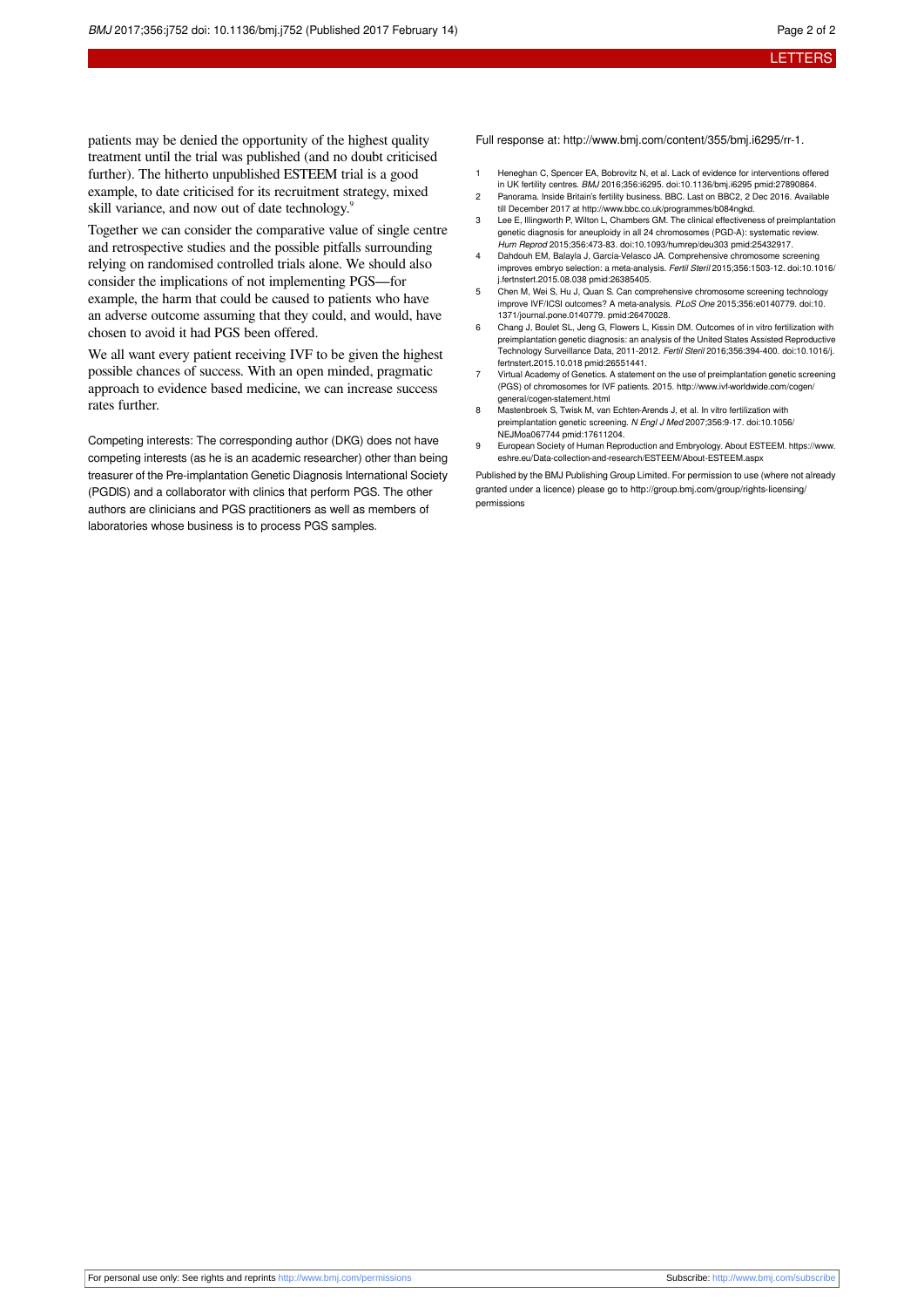patients may be denied the opportunity of the highest quality treatment until the trial was published (and no doubt criticised further). The hitherto unpublished ESTEEM trial is a good example, to date criticised for its recruitment strategy, mixed skill variance, and now out of date technology.[9]

Together we can consider the comparative value of single centre and retrospective studies and the possible pitfalls surrounding relying on randomised controlled trials alone. We should also consider the implications of not implementing PGS—for example, the harm that could be caused to patients who have an adverse outcome assuming that they could, and would, have chosen to avoid it had PGS been offered.

We all want every patient receiving IVF to be given the highest possible chances of success. With an open minded, pragmatic approach to evidence based medicine, we can increase success rates further.

Competing interests: The corresponding author (DKG) does not have competing interests (as he is an academic researcher) other than being treasurer of the Pre-implantation Genetic Diagnosis International Society (PGDIS) and a collaborator with clinics that perform PGS. The other authors are clinicians and PGS practitioners as well as members of laboratories whose business is to process PGS samples.

Full response at: http://www.bmj.com/content/355/bmj.i6295/rr-1.

1. Heneghan C, Spencer EA, Bobrovitz N, et al. Lack of evidence for interventions offered in UK fertility centres. *BMJ* 2016;356:i6295. doi:10.1136/bmj.i6295 pmid:27890864.
2. Panorama. Inside Britain's fertility business. BBC. Last on BBC2, 2 Dec 2016. Available till December 2017 at http://www.bbc.co.uk/programmes/b084ngkd.
3. Lee E, Illingworth P, Wilton L, Chambers GM. The clinical effectiveness of preimplantation genetic diagnosis for aneuploidy in all 24 chromosomes (PGD-A): systematic review. *Hum Reprod* 2015;356:473-83. doi:10.1093/humrep/deu303 pmid:25432917.
4. Dahdouh EM, Balayla J, García-Velasco JA. Comprehensive chromosome screening improves embryo selection: a meta-analysis. *Fertil Steril* 2015;356:1503-12. doi:10.1016/j.fertnstert.2015.08.038 pmid:26385405.
5. Chen M, Wei S, Hu J, Quan S. Can comprehensive chromosome screening technology improve IVF/ICSI outcomes? A meta-analysis. *PLoS One* 2015;356:e0140779. doi:10.1371/journal.pone.0140779. pmid:26470028.
6. Chang J, Boulet SL, Jeng G, Flowers L, Kissin DM. Outcomes of in vitro fertilization with preimplantation genetic diagnosis: an analysis of the United States Assisted Reproductive Technology Surveillance Data, 2011-2012. *Fertil Steril* 2016;356:394-400. doi:10.1016/j.fertnstert.2015.10.018 pmid:26551441.
7. Virtual Academy of Genetics. A statement on the use of preimplantation genetic screening (PGS) of chromosomes for IVF patients. 2015. http://www.ivf-worldwide.com/cogen/general/cogen-statement.html
8. Mastenbroek S, Twisk M, van Echten-Arends J, et al. In vitro fertilization with preimplantation genetic screening. *N Engl J Med* 2007;356:9-17. doi:10.1056/NEJMoa067744 pmid:17611204.
9. European Society of Human Reproduction and Embryology. About ESTEEM. https://www.eshre.eu/Data-collection-and-research/ESTEEM/About-ESTEEM.aspx

Published by the BMJ Publishing Group Limited. For permission to use (where not already granted under a licence) please go to http://group.bmj.com/group/rights-licensing/permissions